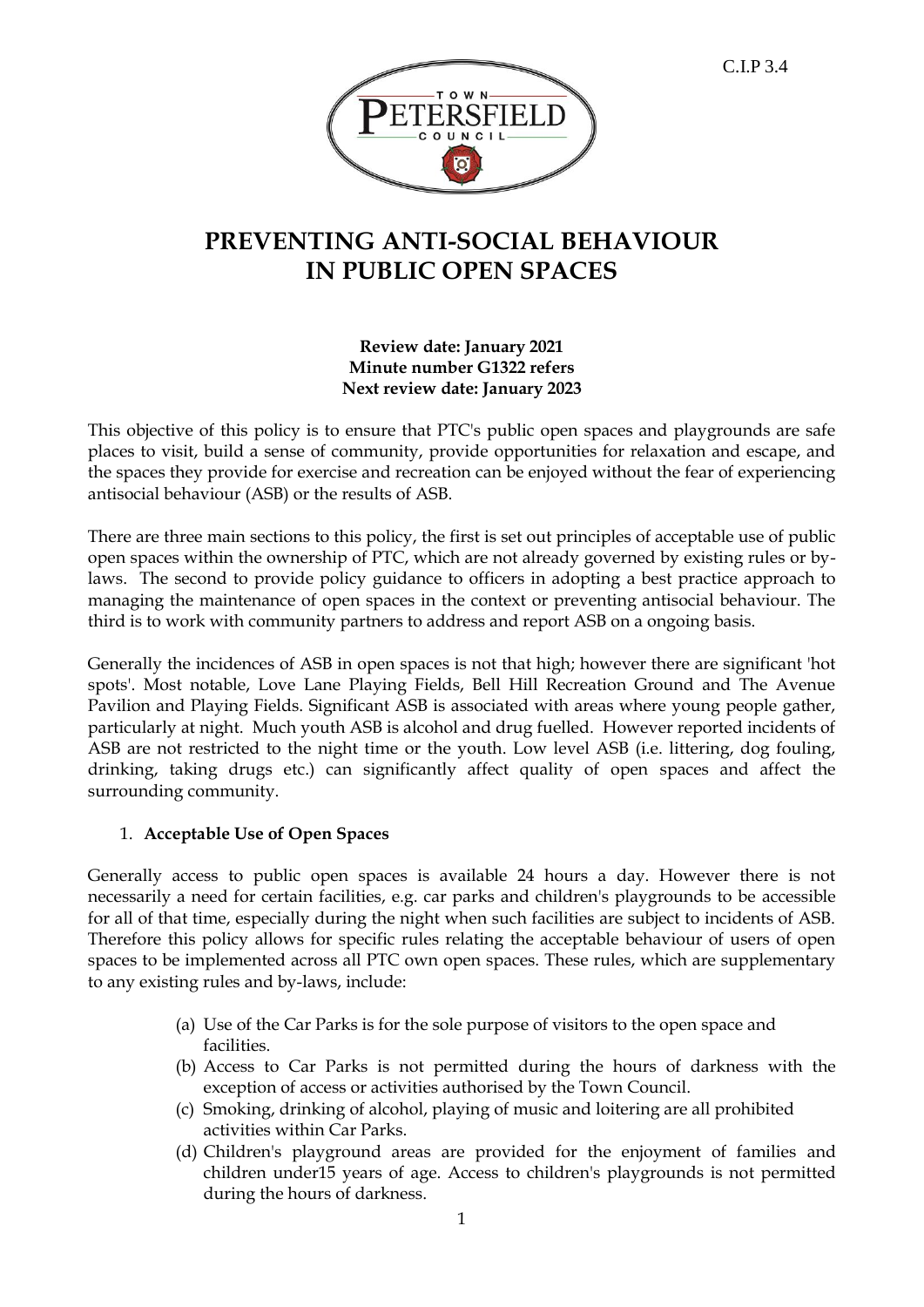C.I.P 3.4

# PREVENTING ANTI-SOCIAL BEHAVIOUR IN PUBLIC OPEN SPACES

**Review date: January 2021**
**Minute number G1322 refers**
**Next review date: January 2023**

This objective of this policy is to ensure that PTC's public open spaces and playgrounds are safe places to visit, build a sense of community, provide opportunities for relaxation and escape, and the spaces they provide for exercise and recreation can be enjoyed without the fear of experiencing antisocial behaviour (ASB) or the results of ASB.

There are three main sections to this policy, the first is set out principles of acceptable use of public open spaces within the ownership of PTC, which are not already governed by existing rules or by-laws. The second to provide policy guidance to officers in adopting a best practice approach to managing the maintenance of open spaces in the context or preventing antisocial behaviour. The third is to work with community partners to address and report ASB on a ongoing basis.

Generally the incidences of ASB in open spaces is not that high; however there are significant 'hot spots'. Most notable, Love Lane Playing Fields, Bell Hill Recreation Ground and The Avenue Pavilion and Playing Fields. Significant ASB is associated with areas where young people gather, particularly at night. Much youth ASB is alcohol and drug fuelled. However reported incidents of ASB are not restricted to the night time or the youth. Low level ASB (i.e. littering, dog fouling, drinking, taking drugs etc.) can significantly affect quality of open spaces and affect the surrounding community.

1. **Acceptable Use of Open Spaces**

Generally access to public open spaces is available 24 hours a day. However there is not necessarily a need for certain facilities, e.g. car parks and children's playgrounds to be accessible for all of that time, especially during the night when such facilities are subject to incidents of ASB. Therefore this policy allows for specific rules relating the acceptable behaviour of users of open spaces to be implemented across all PTC own open spaces. These rules, which are supplementary to any existing rules and by-laws, include:

(a) Use of the Car Parks is for the sole purpose of visitors to the open space and facilities.
(b) Access to Car Parks is not permitted during the hours of darkness with the exception of access or activities authorised by the Town Council.
(c) Smoking, drinking of alcohol, playing of music and loitering are all prohibited activities within Car Parks.
(d) Children's playground areas are provided for the enjoyment of families and children under15 years of age. Access to children's playgrounds is not permitted during the hours of darkness.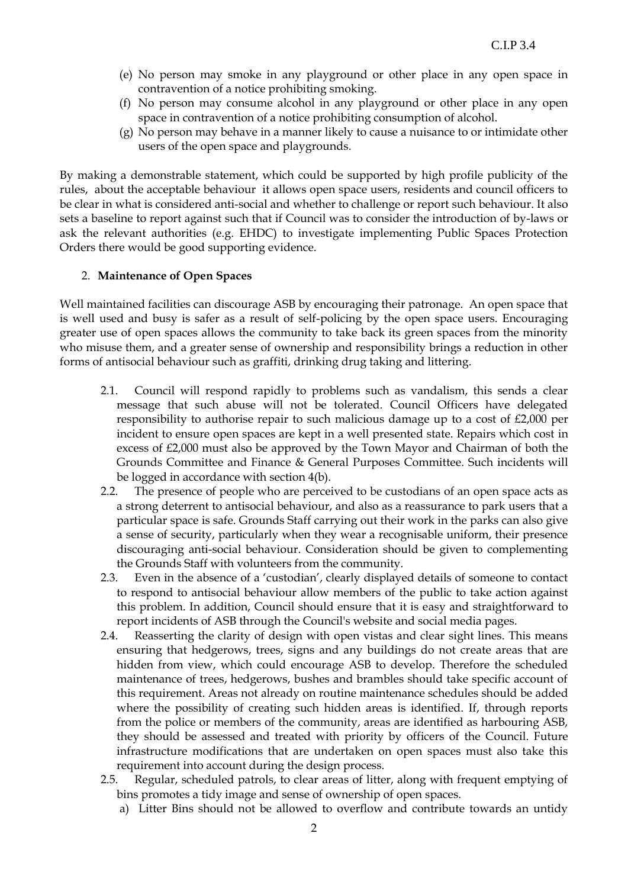(e) No person may smoke in any playground or other place in any open space in contravention of a notice prohibiting smoking.
(f) No person may consume alcohol in any playground or other place in any open space in contravention of a notice prohibiting consumption of alcohol.
(g) No person may behave in a manner likely to cause a nuisance to or intimidate other users of the open space and playgrounds.

By making a demonstrable statement, which could be supported by high profile publicity of the rules, about the acceptable behaviour it allows open space users, residents and council officers to be clear in what is considered anti-social and whether to challenge or report such behaviour. It also sets a baseline to report against such that if Council was to consider the introduction of by-laws or ask the relevant authorities (e.g. EHDC) to investigate implementing Public Spaces Protection Orders there would be good supporting evidence.

2. **Maintenance of Open Spaces**

Well maintained facilities can discourage ASB by encouraging their patronage. An open space that is well used and busy is safer as a result of self-policing by the open space users. Encouraging greater use of open spaces allows the community to take back its green spaces from the minority who misuse them, and a greater sense of ownership and responsibility brings a reduction in other forms of antisocial behaviour such as graffiti, drinking drug taking and littering.

2.1. Council will respond rapidly to problems such as vandalism, this sends a clear message that such abuse will not be tolerated. Council Officers have delegated responsibility to authorise repair to such malicious damage up to a cost of £2,000 per incident to ensure open spaces are kept in a well presented state. Repairs which cost in excess of £2,000 must also be approved by the Town Mayor and Chairman of both the Grounds Committee and Finance & General Purposes Committee. Such incidents will be logged in accordance with section 4(b).

2.2. The presence of people who are perceived to be custodians of an open space acts as a strong deterrent to antisocial behaviour, and also as a reassurance to park users that a particular space is safe. Grounds Staff carrying out their work in the parks can also give a sense of security, particularly when they wear a recognisable uniform, their presence discouraging anti-social behaviour. Consideration should be given to complementing the Grounds Staff with volunteers from the community.

2.3. Even in the absence of a 'custodian', clearly displayed details of someone to contact to respond to antisocial behaviour allow members of the public to take action against this problem. In addition, Council should ensure that it is easy and straightforward to report incidents of ASB through the Council's website and social media pages.

2.4. Reasserting the clarity of design with open vistas and clear sight lines. This means ensuring that hedgerows, trees, signs and any buildings do not create areas that are hidden from view, which could encourage ASB to develop. Therefore the scheduled maintenance of trees, hedgerows, bushes and brambles should take specific account of this requirement. Areas not already on routine maintenance schedules should be added where the possibility of creating such hidden areas is identified. If, through reports from the police or members of the community, areas are identified as harbouring ASB, they should be assessed and treated with priority by officers of the Council. Future infrastructure modifications that are undertaken on open spaces must also take this requirement into account during the design process.

2.5. Regular, scheduled patrols, to clear areas of litter, along with frequent emptying of bins promotes a tidy image and sense of ownership of open spaces.

a) Litter Bins should not be allowed to overflow and contribute towards an untidy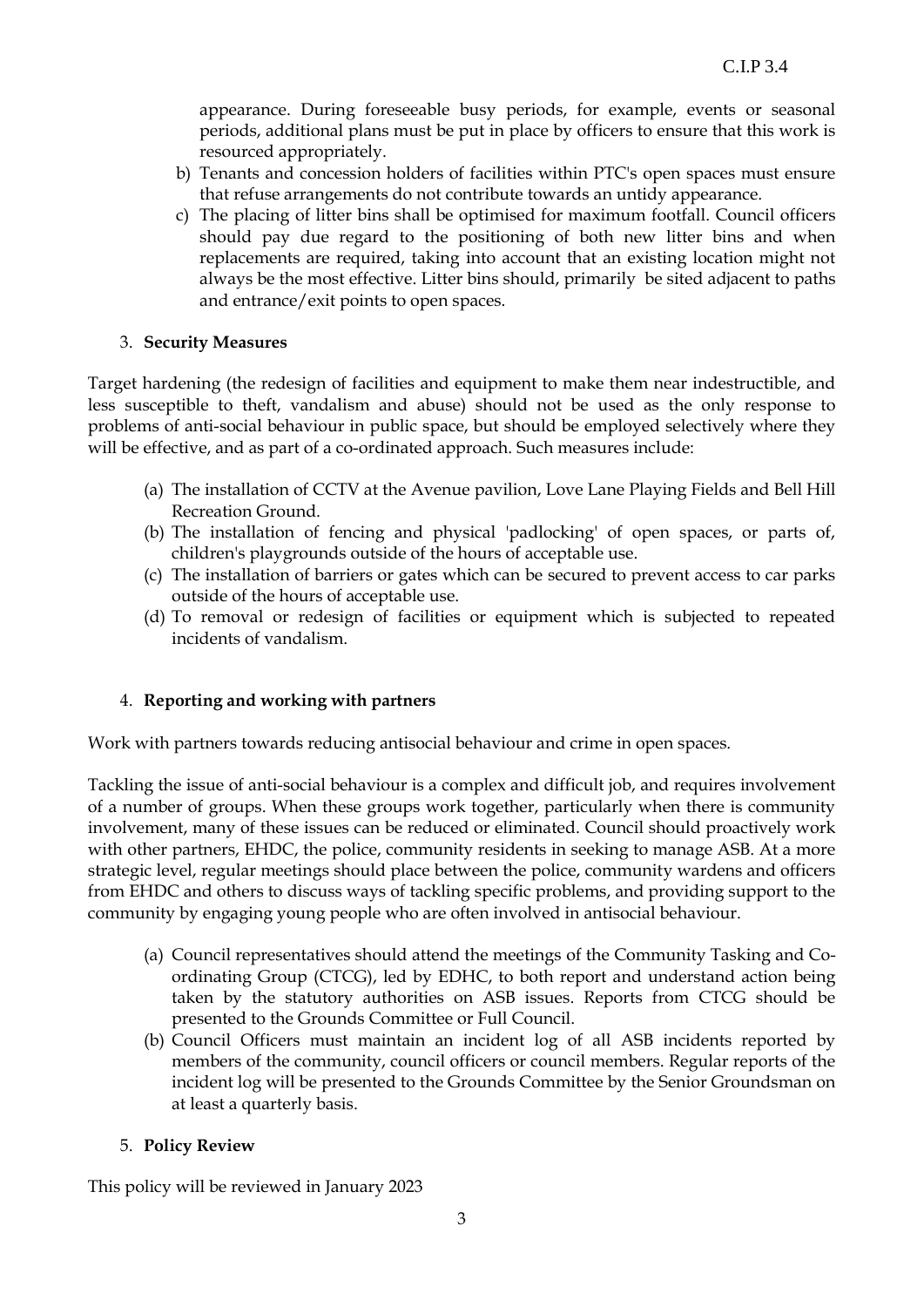appearance. During foreseeable busy periods, for example, events or seasonal periods, additional plans must be put in place by officers to ensure that this work is resourced appropriately.

b) Tenants and concession holders of facilities within PTC's open spaces must ensure that refuse arrangements do not contribute towards an untidy appearance.

c) The placing of litter bins shall be optimised for maximum footfall. Council officers should pay due regard to the positioning of both new litter bins and when replacements are required, taking into account that an existing location might not always be the most effective. Litter bins should, primarily be sited adjacent to paths and entrance/exit points to open spaces.

3. **Security Measures**

Target hardening (the redesign of facilities and equipment to make them near indestructible, and less susceptible to theft, vandalism and abuse) should not be used as the only response to problems of anti-social behaviour in public space, but should be employed selectively where they will be effective, and as part of a co-ordinated approach. Such measures include:

(a) The installation of CCTV at the Avenue pavilion, Love Lane Playing Fields and Bell Hill Recreation Ground.

(b) The installation of fencing and physical 'padlocking' of open spaces, or parts of, children's playgrounds outside of the hours of acceptable use.

(c) The installation of barriers or gates which can be secured to prevent access to car parks outside of the hours of acceptable use.

(d) To removal or redesign of facilities or equipment which is subjected to repeated incidents of vandalism.

4. **Reporting and working with partners**

Work with partners towards reducing antisocial behaviour and crime in open spaces.

Tackling the issue of anti-social behaviour is a complex and difficult job, and requires involvement of a number of groups. When these groups work together, particularly when there is community involvement, many of these issues can be reduced or eliminated. Council should proactively work with other partners, EHDC, the police, community residents in seeking to manage ASB. At a more strategic level, regular meetings should place between the police, community wardens and officers from EHDC and others to discuss ways of tackling specific problems, and providing support to the community by engaging young people who are often involved in antisocial behaviour.

(a) Council representatives should attend the meetings of the Community Tasking and Co-ordinating Group (CTCG), led by EDHC, to both report and understand action being taken by the statutory authorities on ASB issues. Reports from CTCG should be presented to the Grounds Committee or Full Council.

(b) Council Officers must maintain an incident log of all ASB incidents reported by members of the community, council officers or council members. Regular reports of the incident log will be presented to the Grounds Committee by the Senior Groundsman on at least a quarterly basis.

5. **Policy Review**

This policy will be reviewed in January 2023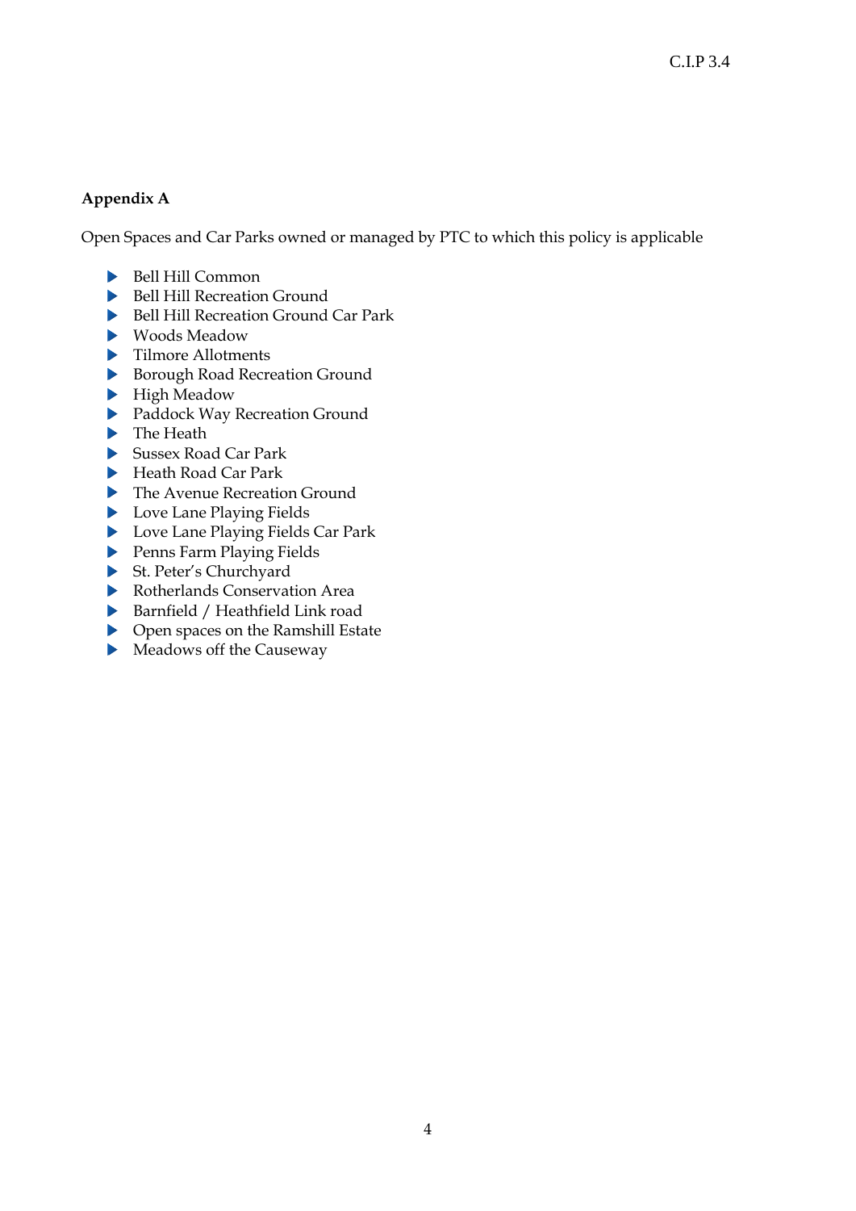**Appendix A**

Open Spaces and Car Parks owned or managed by PTC to which this policy is applicable

- Bell Hill Common
- Bell Hill Recreation Ground
- Bell Hill Recreation Ground Car Park
- Woods Meadow
- Tilmore Allotments
- Borough Road Recreation Ground
- High Meadow
- Paddock Way Recreation Ground
- The Heath
- Sussex Road Car Park
- Heath Road Car Park
- The Avenue Recreation Ground
- Love Lane Playing Fields
- Love Lane Playing Fields Car Park
- Penns Farm Playing Fields
- St. Peter's Churchyard
- Rotherlands Conservation Area
- Barnfield / Heathfield Link road
- Open spaces on the Ramshill Estate
- Meadows off the Causeway